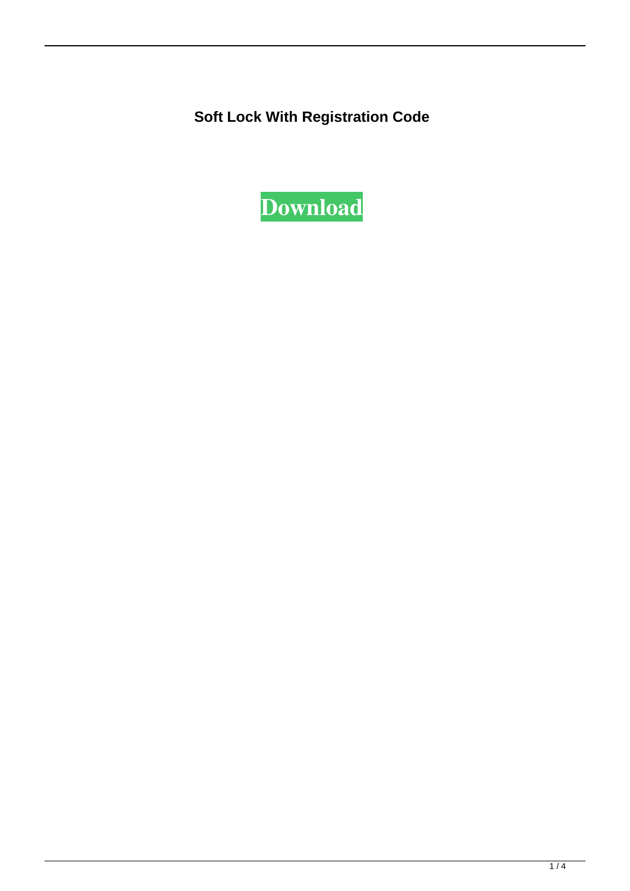**Soft Lock With Registration Code**

**Download**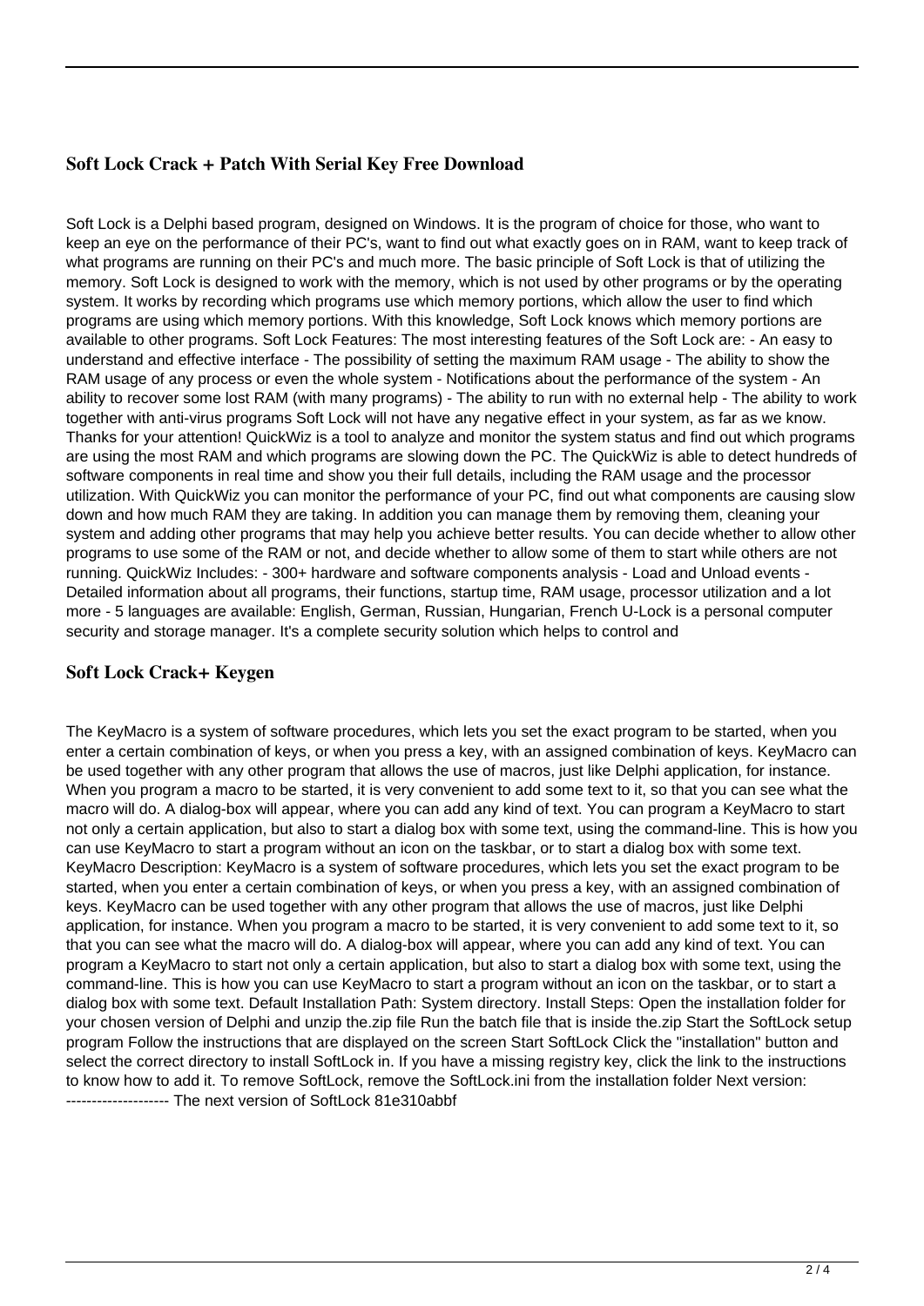## Soft Lock Crack + Patch With Serial Key Free Download

Soft Lock is a Delphi based program, designed on Windows. It is the program of choice for those, who want to keep an eye on the performance of their PC's, want to find out what exactly goes on in RAM, want to keep track of what programs are running on their PC's and much more. The basic principle of Soft Lock is that of utilizing the memory. Soft Lock is designed to work with the memory, which is not used by other programs or by the operating system. It works by recording which programs use which memory portions, which allow the user to find which programs are using which memory portions. With this knowledge, Soft Lock knows which memory portions are available to other programs. Soft Lock Features: The most interesting features of the Soft Lock are: - An easy to understand and effective interface - The possibility of setting the maximum RAM usage - The ability to show the RAM usage of any process or even the whole system - Notifications about the performance of the system - An ability to recover some lost RAM (with many programs) - The ability to run with no external help - The ability to work together with anti-virus programs Soft Lock will not have any negative effect in your system, as far as we know. Thanks for your attention! QuickWiz is a tool to analyze and monitor the system status and find out which programs are using the most RAM and which programs are slowing down the PC. The QuickWiz is able to detect hundreds of software components in real time and show you their full details, including the RAM usage and the processor utilization. With QuickWiz you can monitor the performance of your PC, find out what components are causing slow down and how much RAM they are taking. In addition you can manage them by removing them, cleaning your system and adding other programs that may help you achieve better results. You can decide whether to allow other programs to use some of the RAM or not, and decide whether to allow some of them to start while others are not running. QuickWiz Includes: - 300+ hardware and software components analysis - Load and Unload events - Detailed information about all programs, their functions, startup time, RAM usage, processor utilization and a lot more - 5 languages are available: English, German, Russian, Hungarian, French U-Lock is a personal computer security and storage manager. It's a complete security solution which helps to control and

## Soft Lock Crack+ Keygen

The KeyMacro is a system of software procedures, which lets you set the exact program to be started, when you enter a certain combination of keys, or when you press a key, with an assigned combination of keys. KeyMacro can be used together with any other program that allows the use of macros, just like Delphi application, for instance. When you program a macro to be started, it is very convenient to add some text to it, so that you can see what the macro will do. A dialog-box will appear, where you can add any kind of text. You can program a KeyMacro to start not only a certain application, but also to start a dialog box with some text, using the command-line. This is how you can use KeyMacro to start a program without an icon on the taskbar, or to start a dialog box with some text. KeyMacro Description: KeyMacro is a system of software procedures, which lets you set the exact program to be started, when you enter a certain combination of keys, or when you press a key, with an assigned combination of keys. KeyMacro can be used together with any other program that allows the use of macros, just like Delphi application, for instance. When you program a macro to be started, it is very convenient to add some text to it, so that you can see what the macro will do. A dialog-box will appear, where you can add any kind of text. You can program a KeyMacro to start not only a certain application, but also to start a dialog box with some text, using the command-line. This is how you can use KeyMacro to start a program without an icon on the taskbar, or to start a dialog box with some text. Default Installation Path: System directory. Install Steps: Open the installation folder for your chosen version of Delphi and unzip the.zip file Run the batch file that is inside the.zip Start the SoftLock setup program Follow the instructions that are displayed on the screen Start SoftLock Click the "installation" button and select the correct directory to install SoftLock in. If you have a missing registry key, click the link to the instructions to know how to add it. To remove SoftLock, remove the SoftLock.ini from the installation folder Next version: -------------------- The next version of SoftLock 81e310abbf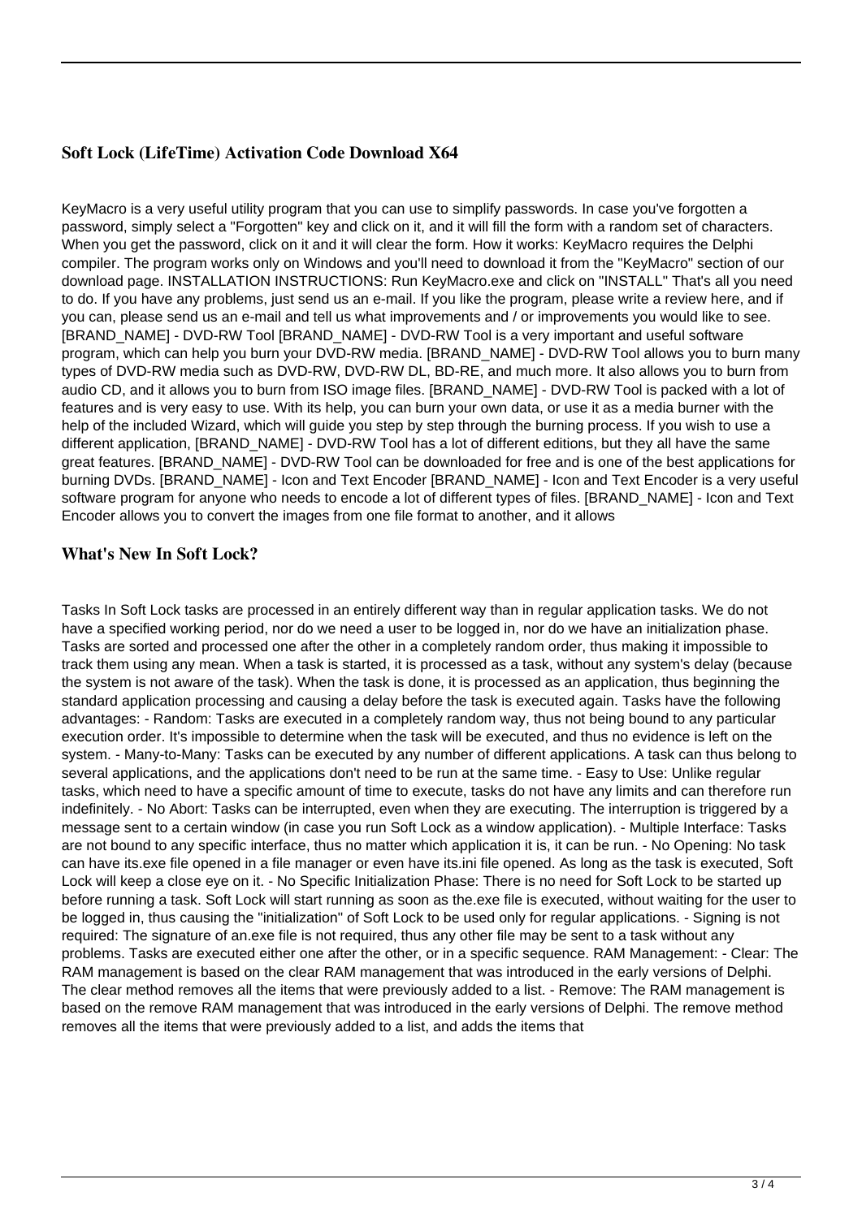### Soft Lock (LifeTime) Activation Code Download X64

KeyMacro is a very useful utility program that you can use to simplify passwords. In case you've forgotten a password, simply select a "Forgotten" key and click on it, and it will fill the form with a random set of characters. When you get the password, click on it and it will clear the form. How it works: KeyMacro requires the Delphi compiler. The program works only on Windows and you'll need to download it from the "KeyMacro" section of our download page. INSTALLATION INSTRUCTIONS: Run KeyMacro.exe and click on "INSTALL" That's all you need to do. If you have any problems, just send us an e-mail. If you like the program, please write a review here, and if you can, please send us an e-mail and tell us what improvements and / or improvements you would like to see. [BRAND_NAME] - DVD-RW Tool [BRAND_NAME] - DVD-RW Tool is a very important and useful software program, which can help you burn your DVD-RW media. [BRAND_NAME] - DVD-RW Tool allows you to burn many types of DVD-RW media such as DVD-RW, DVD-RW DL, BD-RE, and much more. It also allows you to burn from audio CD, and it allows you to burn from ISO image files. [BRAND_NAME] - DVD-RW Tool is packed with a lot of features and is very easy to use. With its help, you can burn your own data, or use it as a media burner with the help of the included Wizard, which will guide you step by step through the burning process. If you wish to use a different application, [BRAND_NAME] - DVD-RW Tool has a lot of different editions, but they all have the same great features. [BRAND_NAME] - DVD-RW Tool can be downloaded for free and is one of the best applications for burning DVDs. [BRAND_NAME] - Icon and Text Encoder [BRAND_NAME] - Icon and Text Encoder is a very useful software program for anyone who needs to encode a lot of different types of files. [BRAND_NAME] - Icon and Text Encoder allows you to convert the images from one file format to another, and it allows

### What's New In Soft Lock?

Tasks In Soft Lock tasks are processed in an entirely different way than in regular application tasks. We do not have a specified working period, nor do we need a user to be logged in, nor do we have an initialization phase. Tasks are sorted and processed one after the other in a completely random order, thus making it impossible to track them using any mean. When a task is started, it is processed as a task, without any system's delay (because the system is not aware of the task). When the task is done, it is processed as an application, thus beginning the standard application processing and causing a delay before the task is executed again. Tasks have the following advantages: - Random: Tasks are executed in a completely random way, thus not being bound to any particular execution order. It's impossible to determine when the task will be executed, and thus no evidence is left on the system. - Many-to-Many: Tasks can be executed by any number of different applications. A task can thus belong to several applications, and the applications don't need to be run at the same time. - Easy to Use: Unlike regular tasks, which need to have a specific amount of time to execute, tasks do not have any limits and can therefore run indefinitely. - No Abort: Tasks can be interrupted, even when they are executing. The interruption is triggered by a message sent to a certain window (in case you run Soft Lock as a window application). - Multiple Interface: Tasks are not bound to any specific interface, thus no matter which application it is, it can be run. - No Opening: No task can have its.exe file opened in a file manager or even have its.ini file opened. As long as the task is executed, Soft Lock will keep a close eye on it. - No Specific Initialization Phase: There is no need for Soft Lock to be started up before running a task. Soft Lock will start running as soon as the.exe file is executed, without waiting for the user to be logged in, thus causing the "initialization" of Soft Lock to be used only for regular applications. - Signing is not required: The signature of an.exe file is not required, thus any other file may be sent to a task without any problems. Tasks are executed either one after the other, or in a specific sequence. RAM Management: - Clear: The RAM management is based on the clear RAM management that was introduced in the early versions of Delphi. The clear method removes all the items that were previously added to a list. - Remove: The RAM management is based on the remove RAM management that was introduced in the early versions of Delphi. The remove method removes all the items that were previously added to a list, and adds the items that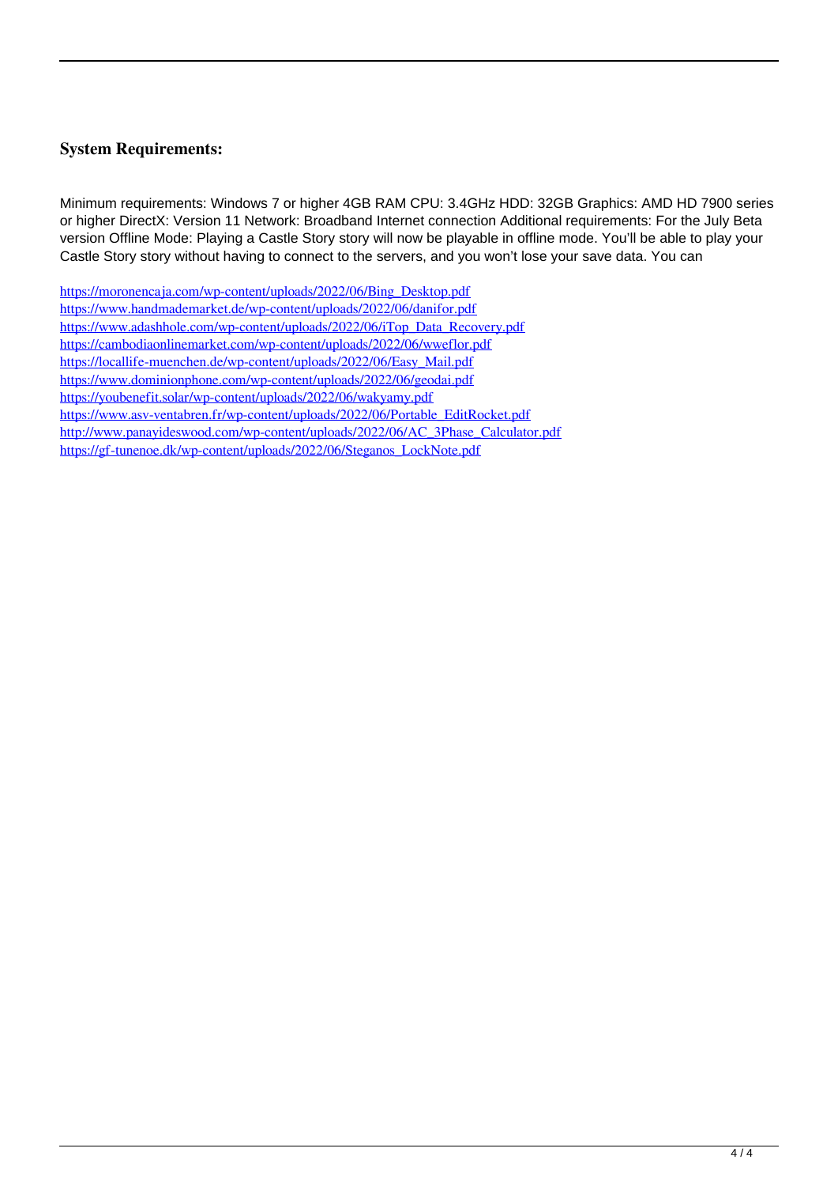### System Requirements:

Minimum requirements: Windows 7 or higher 4GB RAM CPU: 3.4GHz HDD: 32GB Graphics: AMD HD 7900 series or higher DirectX: Version 11 Network: Broadband Internet connection Additional requirements: For the July Beta version Offline Mode: Playing a Castle Story story will now be playable in offline mode. You'll be able to play your Castle Story story without having to connect to the servers, and you won't lose your save data. You can

https://moronencaja.com/wp-content/uploads/2022/06/Bing_Desktop.pdf
https://www.handmademarket.de/wp-content/uploads/2022/06/danifor.pdf
https://www.adashhole.com/wp-content/uploads/2022/06/iTop_Data_Recovery.pdf
https://cambodiaonlinemarket.com/wp-content/uploads/2022/06/wweflor.pdf
https://locallife-muenchen.de/wp-content/uploads/2022/06/Easy_Mail.pdf
https://www.dominionphone.com/wp-content/uploads/2022/06/geodai.pdf
https://youbenefit.solar/wp-content/uploads/2022/06/wakyamy.pdf
https://www.asv-ventabren.fr/wp-content/uploads/2022/06/Portable_EditRocket.pdf
http://www.panayideswood.com/wp-content/uploads/2022/06/AC_3Phase_Calculator.pdf
https://gf-tunenoe.dk/wp-content/uploads/2022/06/Steganos_LockNote.pdf